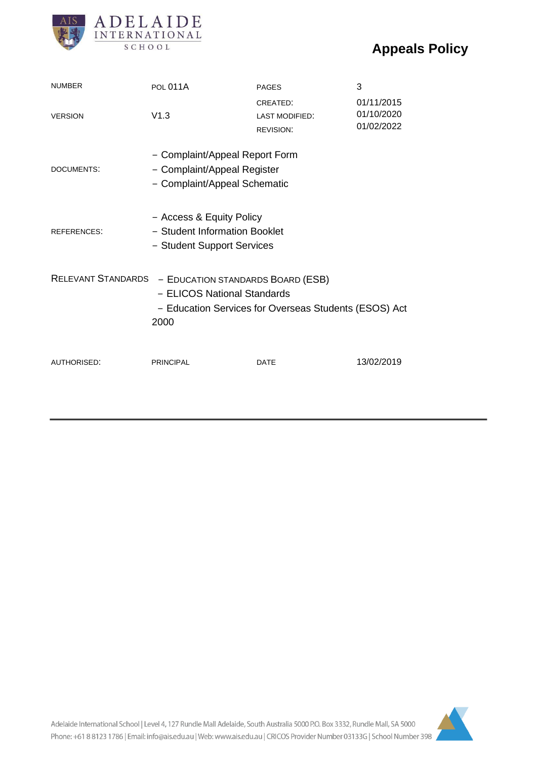ADELAIDE INTERNATIONAL SCHOOL

# Appeals Policy

| | | | |
|---|---|---|---|
| NUMBER | POL 011A | PAGES | 3 |
| VERSION | V1.3 | CREATED:<br>LAST MODIFIED:<br>REVISION: | 01/11/2015<br>01/10/2020<br>01/02/2022 |
| DOCUMENTS: | − Complaint/Appeal Report Form<br>− Complaint/Appeal Register<br>− Complaint/Appeal Schematic | | |
| REFERENCES: | − Access & Equity Policy<br>− Student Information Booklet<br>− Student Support Services | | |
| RELEVANT STANDARDS | − EDUCATION STANDARDS BOARD (ESB)<br>− ELICOS National Standards<br>− Education Services for Overseas Students (ESOS) Act 2000 | | |
| AUTHORISED: | PRINCIPAL | DATE | 13/02/2019 |

Adelaide International School | Level 4, 127 Rundle Mall Adelaide, South Australia 5000 P.O. Box 3332, Rundle Mall, SA 5000
Phone: +61 8 8123 1786 | Email: info@ais.edu.au | Web: www.ais.edu.au | CRICOS Provider Number 03133G | School Number 398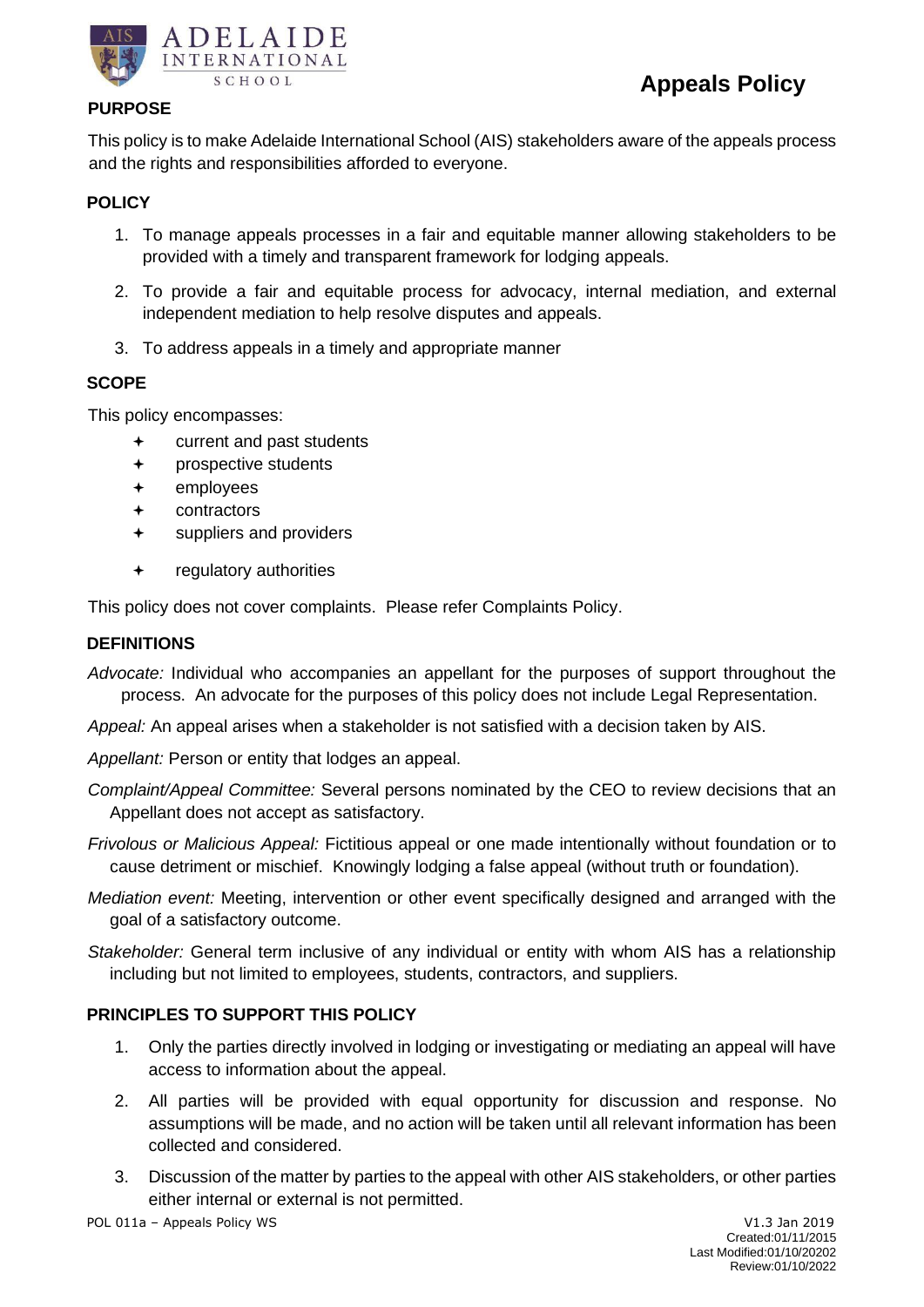# Appeals Policy

## PURPOSE

This policy is to make Adelaide International School (AIS) stakeholders aware of the appeals process and the rights and responsibilities afforded to everyone.

## POLICY

1. To manage appeals processes in a fair and equitable manner allowing stakeholders to be provided with a timely and transparent framework for lodging appeals.
2. To provide a fair and equitable process for advocacy, internal mediation, and external independent mediation to help resolve disputes and appeals.
3. To address appeals in a timely and appropriate manner

## SCOPE

This policy encompasses:

- current and past students
- prospective students
- employees
- contractors
- suppliers and providers
- regulatory authorities

This policy does not cover complaints. Please refer Complaints Policy.

## DEFINITIONS

*Advocate:* Individual who accompanies an appellant for the purposes of support throughout the process. An advocate for the purposes of this policy does not include Legal Representation.

*Appeal:* An appeal arises when a stakeholder is not satisfied with a decision taken by AIS.

*Appellant:* Person or entity that lodges an appeal.

*Complaint/Appeal Committee:* Several persons nominated by the CEO to review decisions that an Appellant does not accept as satisfactory.

*Frivolous or Malicious Appeal:* Fictitious appeal or one made intentionally without foundation or to cause detriment or mischief. Knowingly lodging a false appeal (without truth or foundation).

*Mediation event:* Meeting, intervention or other event specifically designed and arranged with the goal of a satisfactory outcome.

*Stakeholder:* General term inclusive of any individual or entity with whom AIS has a relationship including but not limited to employees, students, contractors, and suppliers.

## PRINCIPLES TO SUPPORT THIS POLICY

1. Only the parties directly involved in lodging or investigating or mediating an appeal will have access to information about the appeal.
2. All parties will be provided with equal opportunity for discussion and response. No assumptions will be made, and no action will be taken until all relevant information has been collected and considered.
3. Discussion of the matter by parties to the appeal with other AIS stakeholders, or other parties either internal or external is not permitted.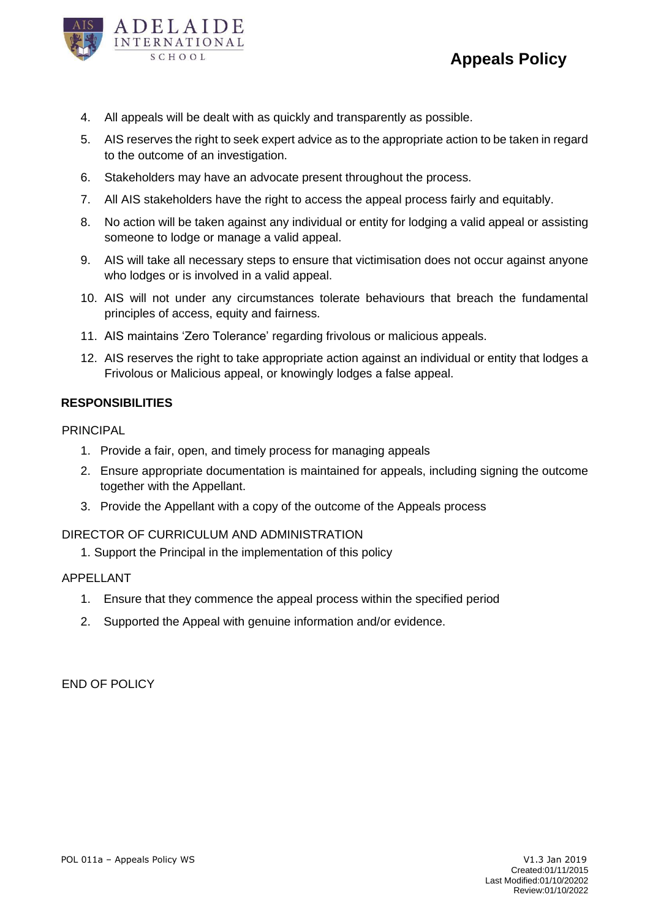4. All appeals will be dealt with as quickly and transparently as possible.
5. AIS reserves the right to seek expert advice as to the appropriate action to be taken in regard to the outcome of an investigation.
6. Stakeholders may have an advocate present throughout the process.
7. All AIS stakeholders have the right to access the appeal process fairly and equitably.
8. No action will be taken against any individual or entity for lodging a valid appeal or assisting someone to lodge or manage a valid appeal.
9. AIS will take all necessary steps to ensure that victimisation does not occur against anyone who lodges or is involved in a valid appeal.
10. AIS will not under any circumstances tolerate behaviours that breach the fundamental principles of access, equity and fairness.
11. AIS maintains 'Zero Tolerance' regarding frivolous or malicious appeals.
12. AIS reserves the right to take appropriate action against an individual or entity that lodges a Frivolous or Malicious appeal, or knowingly lodges a false appeal.

## RESPONSIBILITIES

PRINCIPAL

1. Provide a fair, open, and timely process for managing appeals
2. Ensure appropriate documentation is maintained for appeals, including signing the outcome together with the Appellant.
3. Provide the Appellant with a copy of the outcome of the Appeals process

DIRECTOR OF CURRICULUM AND ADMINISTRATION

1. Support the Principal in the implementation of this policy

APPELLANT

1. Ensure that they commence the appeal process within the specified period
2. Supported the Appeal with genuine information and/or evidence.

END OF POLICY